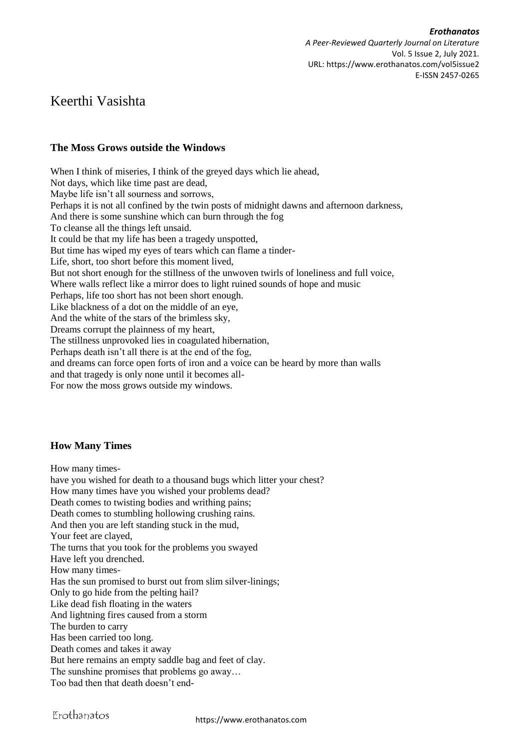# Keerthi Vasishta

### The Moss Grows outside the Windows

When I think of miseries, I think of the greyed days which lie ahead,
Not days, which like time past are dead,
Maybe life isn't all sourness and sorrows,
Perhaps it is not all confined by the twin posts of midnight dawns and afternoon darkness,
And there is some sunshine which can burn through the fog
To cleanse all the things left unsaid.
It could be that my life has been a tragedy unspotted,
But time has wiped my eyes of tears which can flame a tinder-
Life, short, too short before this moment lived,
But not short enough for the stillness of the unwoven twirls of loneliness and full voice,
Where walls reflect like a mirror does to light ruined sounds of hope and music
Perhaps, life too short has not been short enough.
Like blackness of a dot on the middle of an eye,
And the white of the stars of the brimless sky,
Dreams corrupt the plainness of my heart,
The stillness unprovoked lies in coagulated hibernation,
Perhaps death isn't all there is at the end of the fog,
and dreams can force open forts of iron and a voice can be heard by more than walls
and that tragedy is only none until it becomes all-
For now the moss grows outside my windows.

### How Many Times

How many times-
have you wished for death to a thousand bugs which litter your chest?
How many times have you wished your problems dead?
Death comes to twisting bodies and writhing pains;
Death comes to stumbling hollowing crushing rains.
And then you are left standing stuck in the mud,
Your feet are clayed,
The turns that you took for the problems you swayed
Have left you drenched.
How many times-
Has the sun promised to burst out from slim silver-linings;
Only to go hide from the pelting hail?
Like dead fish floating in the waters
And lightning fires caused from a storm
The burden to carry
Has been carried too long.
Death comes and takes it away
But here remains an empty saddle bag and feet of clay.
The sunshine promises that problems go away…
Too bad then that death doesn't end-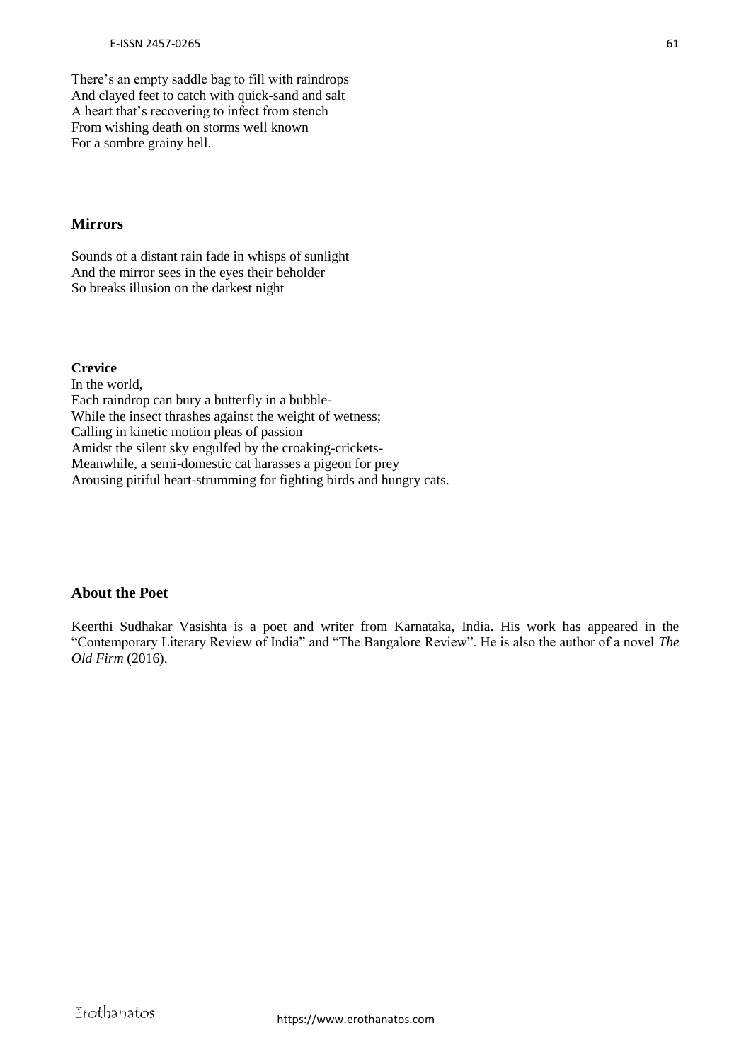There's an empty saddle bag to fill with raindrops  
And clayed feet to catch with quick-sand and salt  
A heart that's recovering to infect from stench  
From wishing death on storms well known  
For a sombre grainy hell.

## Mirrors

Sounds of a distant rain fade in whisps of sunlight  
And the mirror sees in the eyes their beholder  
So breaks illusion on the darkest night

**Crevice**

In the world,  
Each raindrop can bury a butterfly in a bubble-  
While the insect thrashes against the weight of wetness;  
Calling in kinetic motion pleas of passion  
Amidst the silent sky engulfed by the croaking-crickets-  
Meanwhile, a semi-domestic cat harasses a pigeon for prey  
Arousing pitiful heart-strumming for fighting birds and hungry cats.

## About the Poet

Keerthi Sudhakar Vasishta is a poet and writer from Karnataka, India. His work has appeared in the "Contemporary Literary Review of India" and "The Bangalore Review". He is also the author of a novel *The Old Firm* (2016).